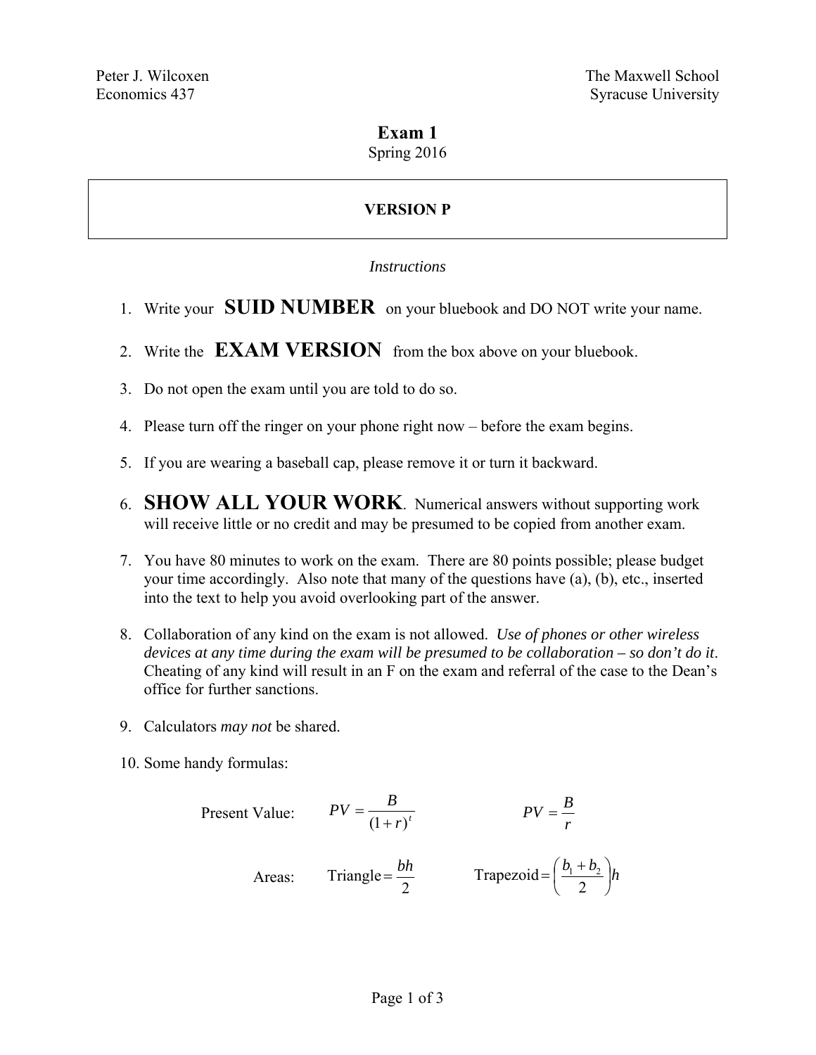Peter J. Wilcoxen
Economics 437

The Maxwell School
Syracuse University

# Exam 1

Spring 2016

**VERSION P**

*Instructions*

1. Write your **SUID NUMBER** on your bluebook and DO NOT write your name.

2. Write the **EXAM VERSION** from the box above on your bluebook.

3. Do not open the exam until you are told to do so.

4. Please turn off the ringer on your phone right now – before the exam begins.

5. If you are wearing a baseball cap, please remove it or turn it backward.

6. **SHOW ALL YOUR WORK**. Numerical answers without supporting work will receive little or no credit and may be presumed to be copied from another exam.

7. You have 80 minutes to work on the exam. There are 80 points possible; please budget your time accordingly. Also note that many of the questions have (a), (b), etc., inserted into the text to help you avoid overlooking part of the answer.

8. Collaboration of any kind on the exam is not allowed. *Use of phones or other wireless devices at any time during the exam will be presumed to be collaboration – so don't do it*. Cheating of any kind will result in an F on the exam and referral of the case to the Dean's office for further sanctions.

9. Calculators *may not* be shared.

10. Some handy formulas:

Present Value: $$PV = \frac{B}{(1+r)^t} \qquad\qquad PV = \frac{B}{r}$$

Areas: $$\text{Triangle} = \frac{bh}{2} \qquad\qquad \text{Trapezoid} = \left(\frac{b_1 + b_2}{2}\right)h$$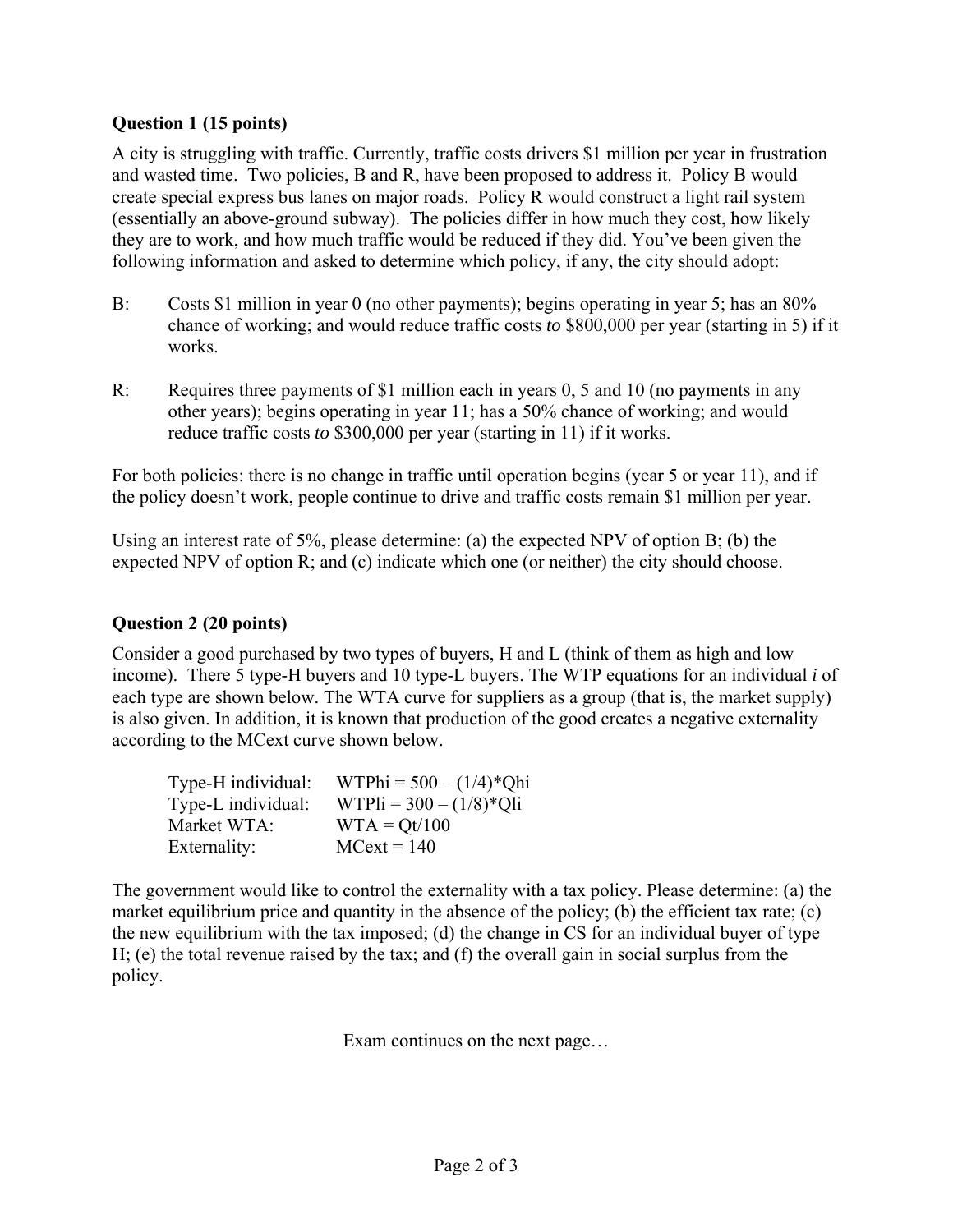**Question 1 (15 points)**

A city is struggling with traffic. Currently, traffic costs drivers $1 million per year in frustration and wasted time. Two policies, B and R, have been proposed to address it. Policy B would create special express bus lanes on major roads. Policy R would construct a light rail system (essentially an above-ground subway). The policies differ in how much they cost, how likely they are to work, and how much traffic would be reduced if they did. You've been given the following information and asked to determine which policy, if any, the city should adopt:

B: Costs $1 million in year 0 (no other payments); begins operating in year 5; has an 80% chance of working; and would reduce traffic costs *to* $800,000 per year (starting in 5) if it works.

R: Requires three payments of $1 million each in years 0, 5 and 10 (no payments in any other years); begins operating in year 11; has a 50% chance of working; and would reduce traffic costs *to* $300,000 per year (starting in 11) if it works.

For both policies: there is no change in traffic until operation begins (year 5 or year 11), and if the policy doesn't work, people continue to drive and traffic costs remain $1 million per year.

Using an interest rate of 5%, please determine: (a) the expected NPV of option B; (b) the expected NPV of option R; and (c) indicate which one (or neither) the city should choose.

**Question 2 (20 points)**

Consider a good purchased by two types of buyers, H and L (think of them as high and low income). There 5 type-H buyers and 10 type-L buyers. The WTP equations for an individual *i* of each type are shown below. The WTA curve for suppliers as a group (that is, the market supply) is also given. In addition, it is known that production of the good creates a negative externality according to the MCext curve shown below.

| | |
|---|---|
| Type-H individual: | $WTPhi = 500 - (1/4)*Qhi$ |
| Type-L individual: | $WTPli = 300 - (1/8)*Qli$ |
| Market WTA: | $WTA = Qt/100$ |
| Externality: | $MCext = 140$ |

The government would like to control the externality with a tax policy. Please determine: (a) the market equilibrium price and quantity in the absence of the policy; (b) the efficient tax rate; (c) the new equilibrium with the tax imposed; (d) the change in CS for an individual buyer of type H; (e) the total revenue raised by the tax; and (f) the overall gain in social surplus from the policy.

Exam continues on the next page…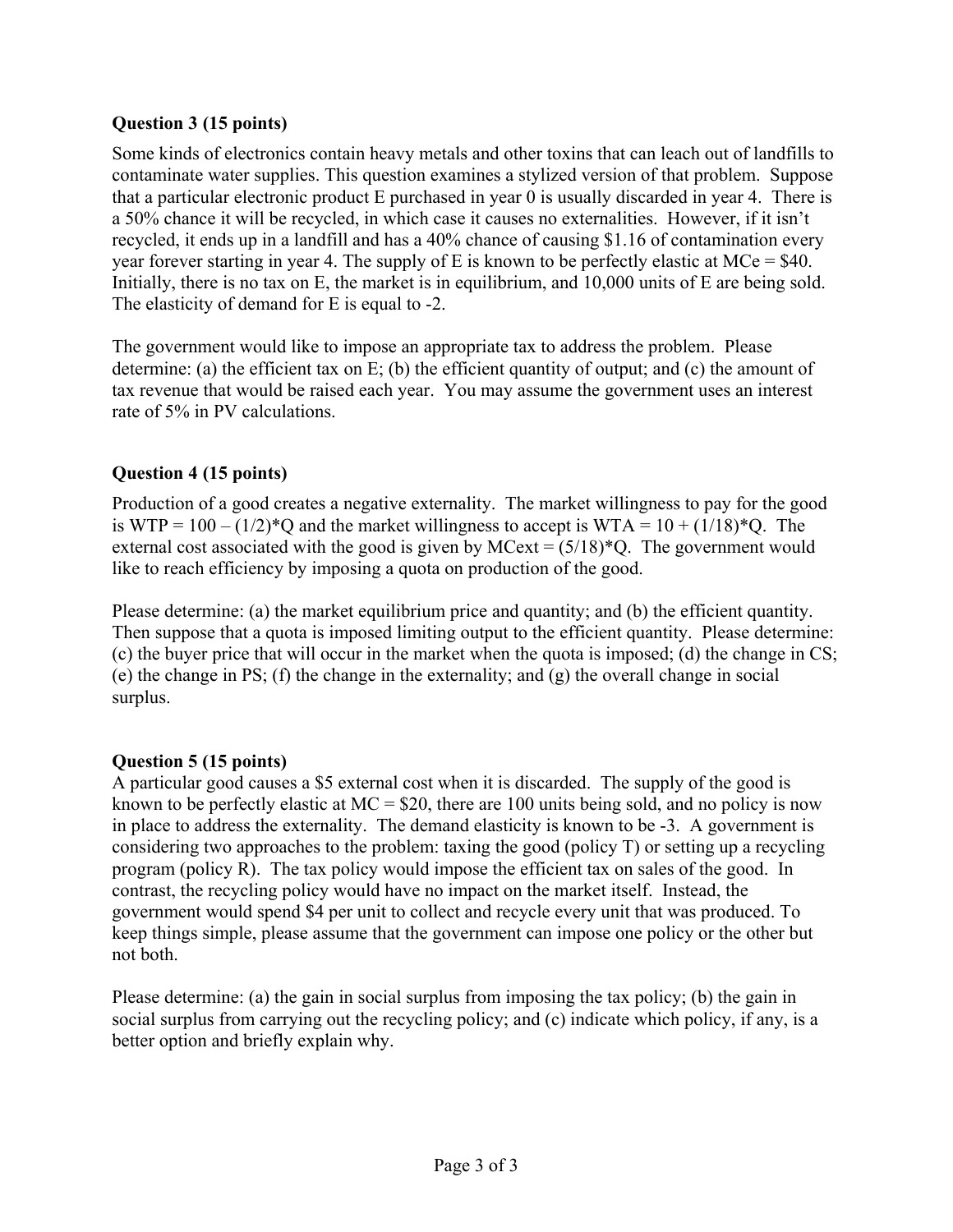**Question 3 (15 points)**

Some kinds of electronics contain heavy metals and other toxins that can leach out of landfills to contaminate water supplies. This question examines a stylized version of that problem. Suppose that a particular electronic product E purchased in year 0 is usually discarded in year 4. There is a 50% chance it will be recycled, in which case it causes no externalities. However, if it isn't recycled, it ends up in a landfill and has a 40% chance of causing \$1.16 of contamination every year forever starting in year 4. The supply of E is known to be perfectly elastic at $MCe$ = \$40. Initially, there is no tax on E, the market is in equilibrium, and 10,000 units of E are being sold. The elasticity of demand for E is equal to -2.

The government would like to impose an appropriate tax to address the problem. Please determine: (a) the efficient tax on E; (b) the efficient quantity of output; and (c) the amount of tax revenue that would be raised each year. You may assume the government uses an interest rate of 5% in PV calculations.

**Question 4 (15 points)**

Production of a good creates a negative externality. The market willingness to pay for the good is $WTP = 100 - (1/2)*Q$ and the market willingness to accept is $WTA = 10 + (1/18)*Q$. The external cost associated with the good is given by $MCext = (5/18)*Q$. The government would like to reach efficiency by imposing a quota on production of the good.

Please determine: (a) the market equilibrium price and quantity; and (b) the efficient quantity. Then suppose that a quota is imposed limiting output to the efficient quantity. Please determine: (c) the buyer price that will occur in the market when the quota is imposed; (d) the change in CS; (e) the change in PS; (f) the change in the externality; and (g) the overall change in social surplus.

**Question 5 (15 points)**

A particular good causes a \$5 external cost when it is discarded. The supply of the good is known to be perfectly elastic at MC = \$20, there are 100 units being sold, and no policy is now in place to address the externality. The demand elasticity is known to be -3. A government is considering two approaches to the problem: taxing the good (policy T) or setting up a recycling program (policy R). The tax policy would impose the efficient tax on sales of the good. In contrast, the recycling policy would have no impact on the market itself. Instead, the government would spend \$4 per unit to collect and recycle every unit that was produced. To keep things simple, please assume that the government can impose one policy or the other but not both.

Please determine: (a) the gain in social surplus from imposing the tax policy; (b) the gain in social surplus from carrying out the recycling policy; and (c) indicate which policy, if any, is a better option and briefly explain why.